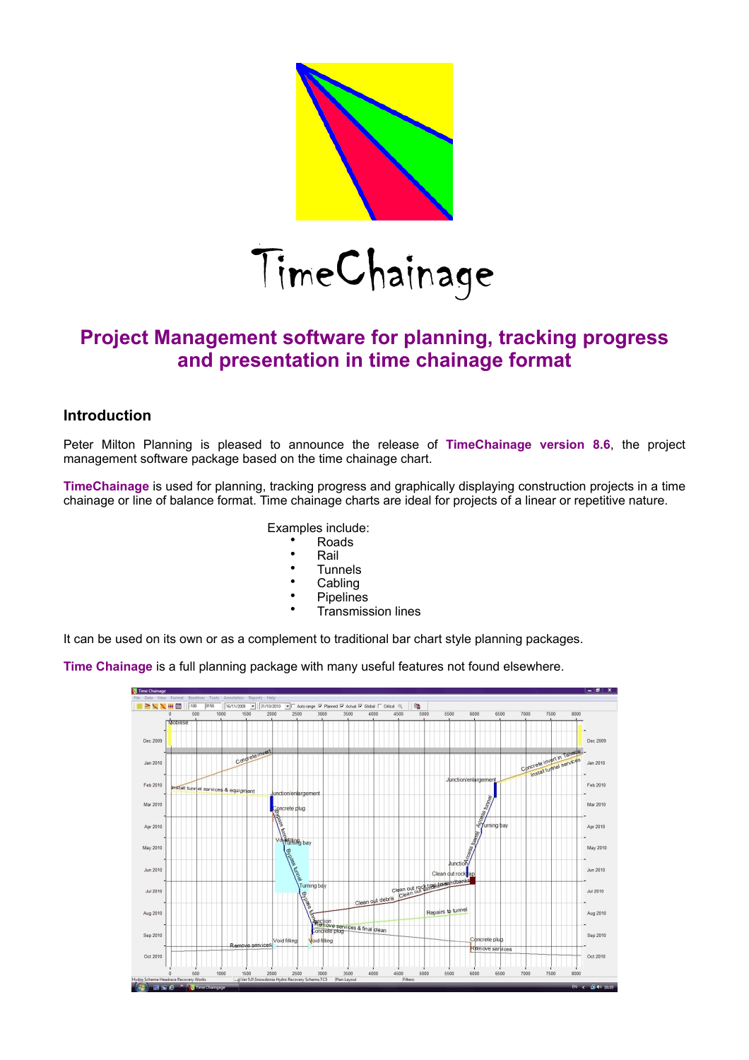# TimeChainage

## Project Management software for planning, tracking progress and presentation in time chainage format

### Introduction

Peter Milton Planning is pleased to announce the release of **TimeChainage version 8.6**, the project management software package based on the time chainage chart.

**TimeChainage** is used for planning, tracking progress and graphically displaying construction projects in a time chainage or line of balance format. Time chainage charts are ideal for projects of a linear or repetitive nature.

Examples include:

- Roads
- Rail
- Tunnels
- Cabling
- Pipelines
- Transmission lines

It can be used on its own or as a complement to traditional bar chart style planning packages.

**Time Chainage** is a full planning package with many useful features not found elsewhere.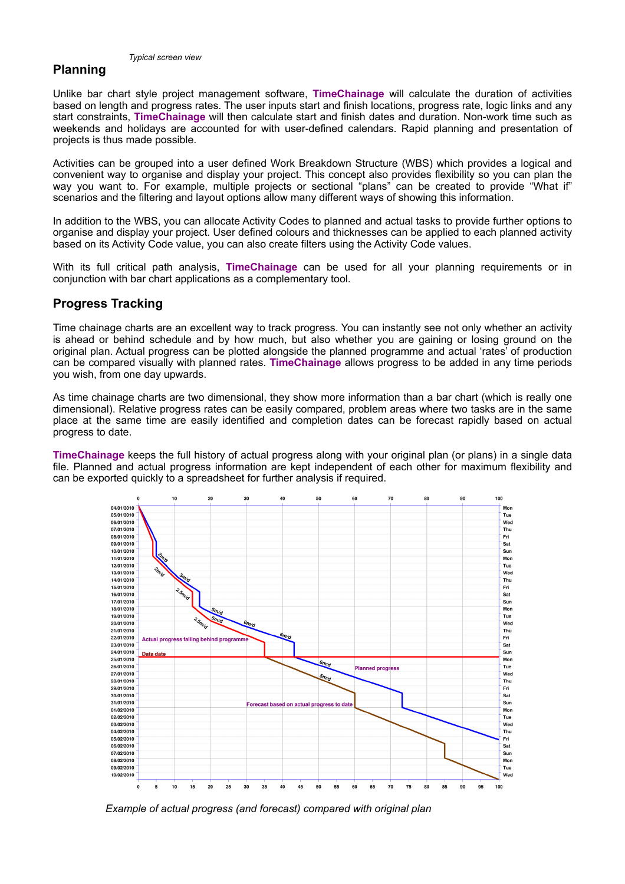*Typical screen view*

## Planning

Unlike bar chart style project management software, **TimeChainage** will calculate the duration of activities based on length and progress rates. The user inputs start and finish locations, progress rate, logic links and any start constraints, **TimeChainage** will then calculate start and finish dates and duration. Non-work time such as weekends and holidays are accounted for with user-defined calendars. Rapid planning and presentation of projects is thus made possible.

Activities can be grouped into a user defined Work Breakdown Structure (WBS) which provides a logical and convenient way to organise and display your project. This concept also provides flexibility so you can plan the way you want to. For example, multiple projects or sectional "plans" can be created to provide "What if" scenarios and the filtering and layout options allow many different ways of showing this information.

In addition to the WBS, you can allocate Activity Codes to planned and actual tasks to provide further options to organise and display your project. User defined colours and thicknesses can be applied to each planned activity based on its Activity Code value, you can also create filters using the Activity Code values.

With its full critical path analysis, **TimeChainage** can be used for all your planning requirements or in conjunction with bar chart applications as a complementary tool.

## Progress Tracking

Time chainage charts are an excellent way to track progress. You can instantly see not only whether an activity is ahead or behind schedule and by how much, but also whether you are gaining or losing ground on the original plan. Actual progress can be plotted alongside the planned programme and actual 'rates' of production can be compared visually with planned rates. **TimeChainage** allows progress to be added in any time periods you wish, from one day upwards.

As time chainage charts are two dimensional, they show more information than a bar chart (which is really one dimensional). Relative progress rates can be easily compared, problem areas where two tasks are in the same place at the same time are easily identified and completion dates can be forecast rapidly based on actual progress to date.

**TimeChainage** keeps the full history of actual progress along with your original plan (or plans) in a single data file. Planned and actual progress information are kept independent of each other for maximum flexibility and can be exported quickly to a spreadsheet for further analysis if required.

*Example of actual progress (and forecast) compared with original plan*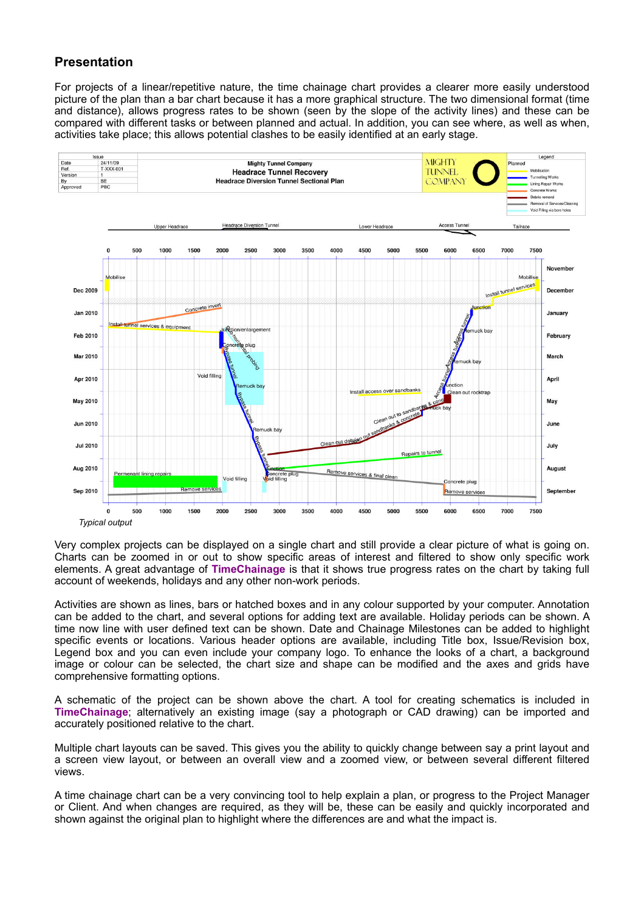## Presentation

For projects of a linear/repetitive nature, the time chainage chart provides a clearer more easily understood picture of the plan than a bar chart because it has a more graphical structure. The two dimensional format (time and distance), allows progress rates to be shown (seen by the slope of the activity lines) and these can be compared with different tasks or between planned and actual. In addition, you can see where, as well as when, activities take place; this allows potential clashes to be easily identified at an early stage.

*Typical output*

Very complex projects can be displayed on a single chart and still provide a clear picture of what is going on. Charts can be zoomed in or out to show specific areas of interest and filtered to show only specific work elements. A great advantage of **TimeChainage** is that it shows true progress rates on the chart by taking full account of weekends, holidays and any other non-work periods.

Activities are shown as lines, bars or hatched boxes and in any colour supported by your computer. Annotation can be added to the chart, and several options for adding text are available. Holiday periods can be shown. A time now line with user defined text can be shown. Date and Chainage Milestones can be added to highlight specific events or locations. Various header options are available, including Title box, Issue/Revision box, Legend box and you can even include your company logo. To enhance the looks of a chart, a background image or colour can be selected, the chart size and shape can be modified and the axes and grids have comprehensive formatting options.

A schematic of the project can be shown above the chart. A tool for creating schematics is included in **TimeChainage**; alternatively an existing image (say a photograph or CAD drawing) can be imported and accurately positioned relative to the chart.

Multiple chart layouts can be saved. This gives you the ability to quickly change between say a print layout and a screen view layout, or between an overall view and a zoomed view, or between several different filtered views.

A time chainage chart can be a very convincing tool to help explain a plan, or progress to the Project Manager or Client. And when changes are required, as they will be, these can be easily and quickly incorporated and shown against the original plan to highlight where the differences are and what the impact is.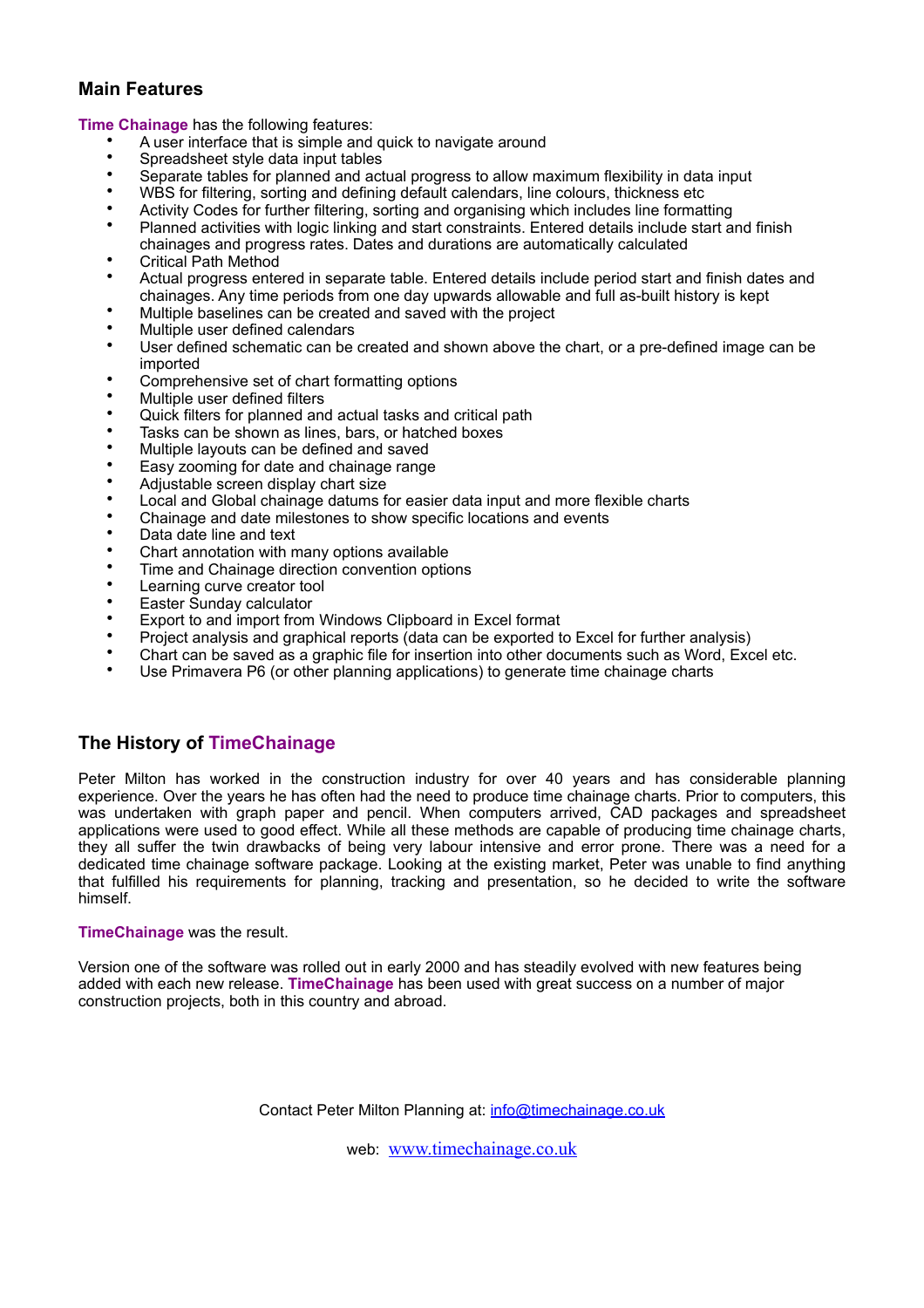## Main Features

**Time Chainage** has the following features:

- A user interface that is simple and quick to navigate around
- Spreadsheet style data input tables
- Separate tables for planned and actual progress to allow maximum flexibility in data input
- WBS for filtering, sorting and defining default calendars, line colours, thickness etc
- Activity Codes for further filtering, sorting and organising which includes line formatting
- Planned activities with logic linking and start constraints. Entered details include start and finish chainages and progress rates. Dates and durations are automatically calculated
- Critical Path Method
- Actual progress entered in separate table. Entered details include period start and finish dates and chainages. Any time periods from one day upwards allowable and full as-built history is kept
- Multiple baselines can be created and saved with the project
- Multiple user defined calendars
- User defined schematic can be created and shown above the chart, or a pre-defined image can be imported
- Comprehensive set of chart formatting options
- Multiple user defined filters
- Quick filters for planned and actual tasks and critical path
- Tasks can be shown as lines, bars, or hatched boxes
- Multiple layouts can be defined and saved
- Easy zooming for date and chainage range
- Adjustable screen display chart size
- Local and Global chainage datums for easier data input and more flexible charts
- Chainage and date milestones to show specific locations and events
- Data date line and text
- Chart annotation with many options available
- Time and Chainage direction convention options
- Learning curve creator tool
- Easter Sunday calculator
- Export to and import from Windows Clipboard in Excel format
- Project analysis and graphical reports (data can be exported to Excel for further analysis)
- Chart can be saved as a graphic file for insertion into other documents such as Word, Excel etc.
- Use Primavera P6 (or other planning applications) to generate time chainage charts

## The History of TimeChainage

Peter Milton has worked in the construction industry for over 40 years and has considerable planning experience. Over the years he has often had the need to produce time chainage charts. Prior to computers, this was undertaken with graph paper and pencil. When computers arrived, CAD packages and spreadsheet applications were used to good effect. While all these methods are capable of producing time chainage charts, they all suffer the twin drawbacks of being very labour intensive and error prone. There was a need for a dedicated time chainage software package. Looking at the existing market, Peter was unable to find anything that fulfilled his requirements for planning, tracking and presentation, so he decided to write the software himself.

**TimeChainage** was the result.

Version one of the software was rolled out in early 2000 and has steadily evolved with new features being added with each new release. **TimeChainage** has been used with great success on a number of major construction projects, both in this country and abroad.

Contact Peter Milton Planning at: info@timechainage.co.uk

web: www.timechainage.co.uk